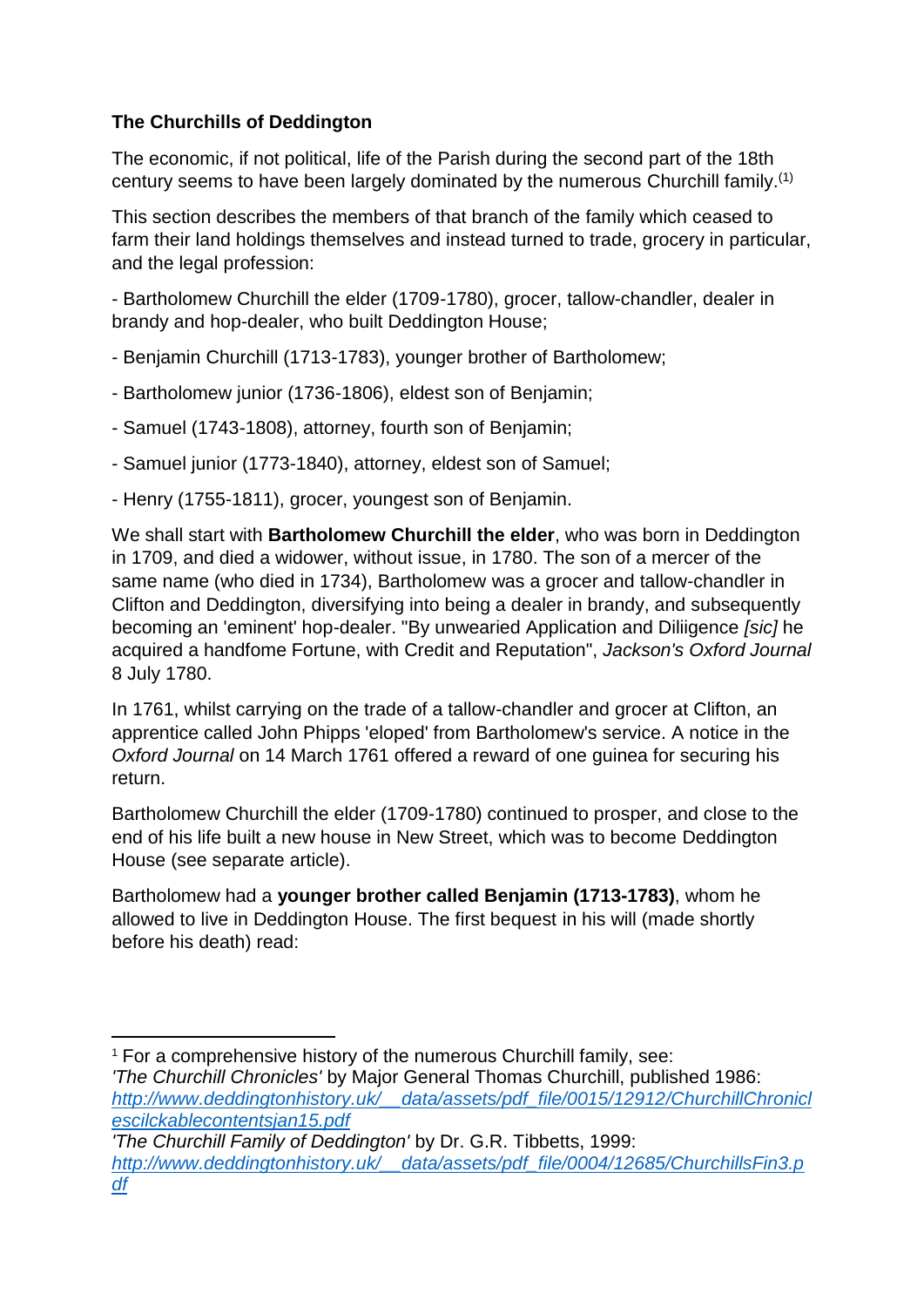**The Churchills of Deddington**

The economic, if not political, life of the Parish during the second part of the 18th century seems to have been largely dominated by the numerous Churchill family.[(1)]

This section describes the members of that branch of the family which ceased to farm their land holdings themselves and instead turned to trade, grocery in particular, and the legal profession:

- Bartholomew Churchill the elder (1709-1780), grocer, tallow-chandler, dealer in brandy and hop-dealer, who built Deddington House;
- Benjamin Churchill (1713-1783), younger brother of Bartholomew;
- Bartholomew junior (1736-1806), eldest son of Benjamin;
- Samuel (1743-1808), attorney, fourth son of Benjamin;
- Samuel junior (1773-1840), attorney, eldest son of Samuel;
- Henry (1755-1811), grocer, youngest son of Benjamin.

We shall start with **Bartholomew Churchill the elder**, who was born in Deddington in 1709, and died a widower, without issue, in 1780. The son of a mercer of the same name (who died in 1734), Bartholomew was a grocer and tallow-chandler in Clifton and Deddington, diversifying into being a dealer in brandy, and subsequently becoming an 'eminent' hop-dealer. "By unwearied Application and Diliigence *[sic]* he acquired a handfome Fortune, with Credit and Reputation", *Jackson's Oxford Journal* 8 July 1780.

In 1761, whilst carrying on the trade of a tallow-chandler and grocer at Clifton, an apprentice called John Phipps 'eloped' from Bartholomew's service. A notice in the *Oxford Journal* on 14 March 1761 offered a reward of one guinea for securing his return.

Bartholomew Churchill the elder (1709-1780) continued to prosper, and close to the end of his life built a new house in New Street, which was to become Deddington House (see separate article).

Bartholomew had a **younger brother called Benjamin (1713-1783)**, whom he allowed to live in Deddington House. The first bequest in his will (made shortly before his death) read:

---

[1] For a comprehensive history of the numerous Churchill family, see:
*'The Churchill Chronicles'* by Major General Thomas Churchill, published 1986: *http://www.deddingtonhistory.uk/__data/assets/pdf_file/0015/12912/ChurchillChroniclescilckablecontentsjan15.pdf*
*'The Churchill Family of Deddington'* by Dr. G.R. Tibbetts, 1999: *http://www.deddingtonhistory.uk/__data/assets/pdf_file/0004/12685/ChurchillsFin3.pdf*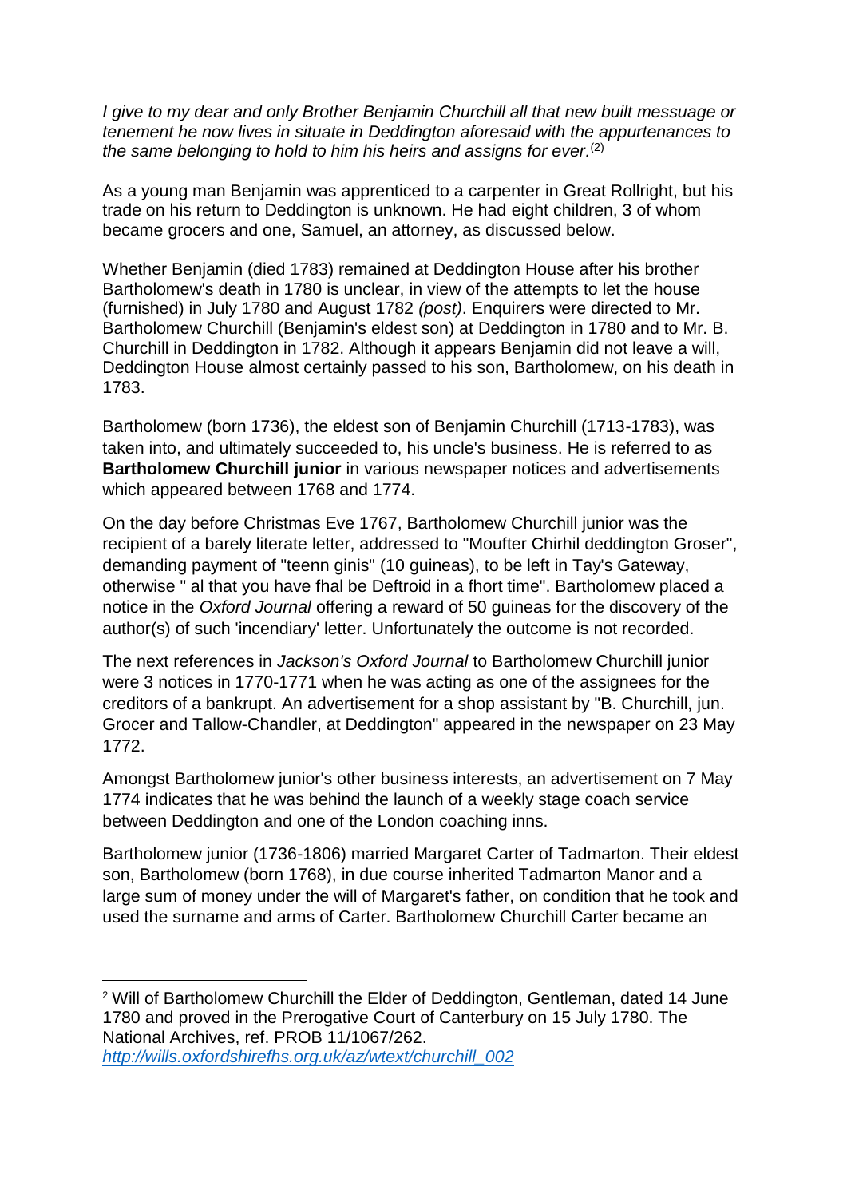*I give to my dear and only Brother Benjamin Churchill all that new built messuage or tenement he now lives in situate in Deddington aforesaid with the appurtenances to the same belonging to hold to him his heirs and assigns for ever.*[(2)]

As a young man Benjamin was apprenticed to a carpenter in Great Rollright, but his trade on his return to Deddington is unknown. He had eight children, 3 of whom became grocers and one, Samuel, an attorney, as discussed below.

Whether Benjamin (died 1783) remained at Deddington House after his brother Bartholomew's death in 1780 is unclear, in view of the attempts to let the house (furnished) in July 1780 and August 1782 *(post)*. Enquirers were directed to Mr. Bartholomew Churchill (Benjamin's eldest son) at Deddington in 1780 and to Mr. B. Churchill in Deddington in 1782. Although it appears Benjamin did not leave a will, Deddington House almost certainly passed to his son, Bartholomew, on his death in 1783.

Bartholomew (born 1736), the eldest son of Benjamin Churchill (1713-1783), was taken into, and ultimately succeeded to, his uncle's business. He is referred to as **Bartholomew Churchill junior** in various newspaper notices and advertisements which appeared between 1768 and 1774.

On the day before Christmas Eve 1767, Bartholomew Churchill junior was the recipient of a barely literate letter, addressed to "Moufter Chirhil deddington Groser", demanding payment of "teenn ginis" (10 guineas), to be left in Tay's Gateway, otherwise " al that you have fhal be Deftroid in a fhort time". Bartholomew placed a notice in the *Oxford Journal* offering a reward of 50 guineas for the discovery of the author(s) of such 'incendiary' letter. Unfortunately the outcome is not recorded.

The next references in *Jackson's Oxford Journal* to Bartholomew Churchill junior were 3 notices in 1770-1771 when he was acting as one of the assignees for the creditors of a bankrupt. An advertisement for a shop assistant by "B. Churchill, jun. Grocer and Tallow-Chandler, at Deddington" appeared in the newspaper on 23 May 1772.

Amongst Bartholomew junior's other business interests, an advertisement on 7 May 1774 indicates that he was behind the launch of a weekly stage coach service between Deddington and one of the London coaching inns.

Bartholomew junior (1736-1806) married Margaret Carter of Tadmarton. Their eldest son, Bartholomew (born 1768), in due course inherited Tadmarton Manor and a large sum of money under the will of Margaret's father, on condition that he took and used the surname and arms of Carter. Bartholomew Churchill Carter became an

---

[2] Will of Bartholomew Churchill the Elder of Deddington, Gentleman, dated 14 June 1780 and proved in the Prerogative Court of Canterbury on 15 July 1780. The National Archives, ref. PROB 11/1067/262.
http://wills.oxfordshirefhs.org.uk/az/wtext/churchill_002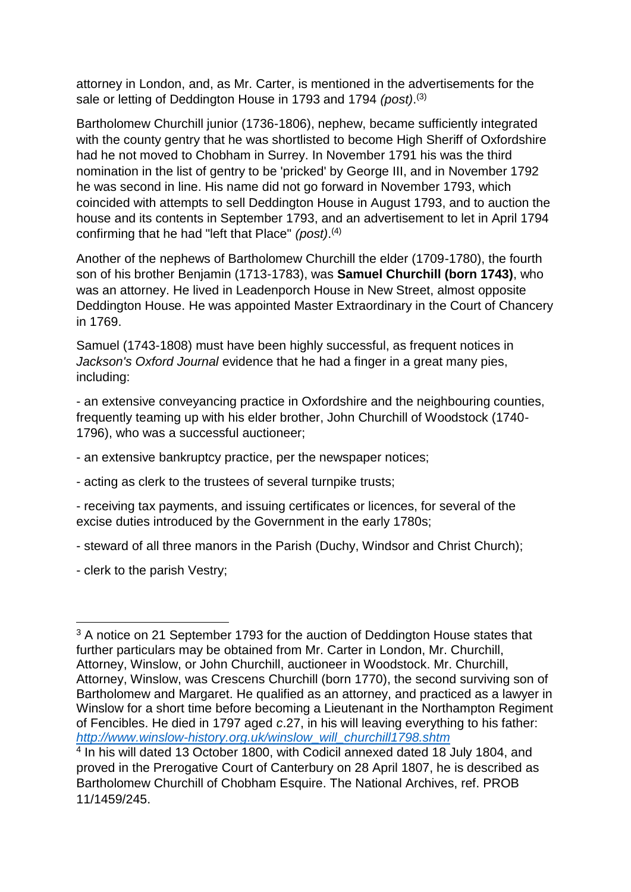attorney in London, and, as Mr. Carter, is mentioned in the advertisements for the sale or letting of Deddington House in 1793 and 1794 *(post)*.[3]

Bartholomew Churchill junior (1736-1806), nephew, became sufficiently integrated with the county gentry that he was shortlisted to become High Sheriff of Oxfordshire had he not moved to Chobham in Surrey. In November 1791 his was the third nomination in the list of gentry to be 'pricked' by George III, and in November 1792 he was second in line. His name did not go forward in November 1793, which coincided with attempts to sell Deddington House in August 1793, and to auction the house and its contents in September 1793, and an advertisement to let in April 1794 confirming that he had "left that Place" *(post)*.[4]

Another of the nephews of Bartholomew Churchill the elder (1709-1780), the fourth son of his brother Benjamin (1713-1783), was **Samuel Churchill (born 1743)**, who was an attorney. He lived in Leadenporch House in New Street, almost opposite Deddington House. He was appointed Master Extraordinary in the Court of Chancery in 1769.

Samuel (1743-1808) must have been highly successful, as frequent notices in *Jackson's Oxford Journal* evidence that he had a finger in a great many pies, including:

- an extensive conveyancing practice in Oxfordshire and the neighbouring counties, frequently teaming up with his elder brother, John Churchill of Woodstock (1740-1796), who was a successful auctioneer;

- an extensive bankruptcy practice, per the newspaper notices;

- acting as clerk to the trustees of several turnpike trusts;

- receiving tax payments, and issuing certificates or licences, for several of the excise duties introduced by the Government in the early 1780s;

- steward of all three manors in the Parish (Duchy, Windsor and Christ Church);

- clerk to the parish Vestry;

---

[3] A notice on 21 September 1793 for the auction of Deddington House states that further particulars may be obtained from Mr. Carter in London, Mr. Churchill, Attorney, Winslow, or John Churchill, auctioneer in Woodstock. Mr. Churchill, Attorney, Winslow, was Crescens Churchill (born 1770), the second surviving son of Bartholomew and Margaret. He qualified as an attorney, and practiced as a lawyer in Winslow for a short time before becoming a Lieutenant in the Northampton Regiment of Fencibles. He died in 1797 aged *c*.27, in his will leaving everything to his father: http://www.winslow-history.org.uk/winslow_will_churchill1798.shtm

[4] In his will dated 13 October 1800, with Codicil annexed dated 18 July 1804, and proved in the Prerogative Court of Canterbury on 28 April 1807, he is described as Bartholomew Churchill of Chobham Esquire. The National Archives, ref. PROB 11/1459/245.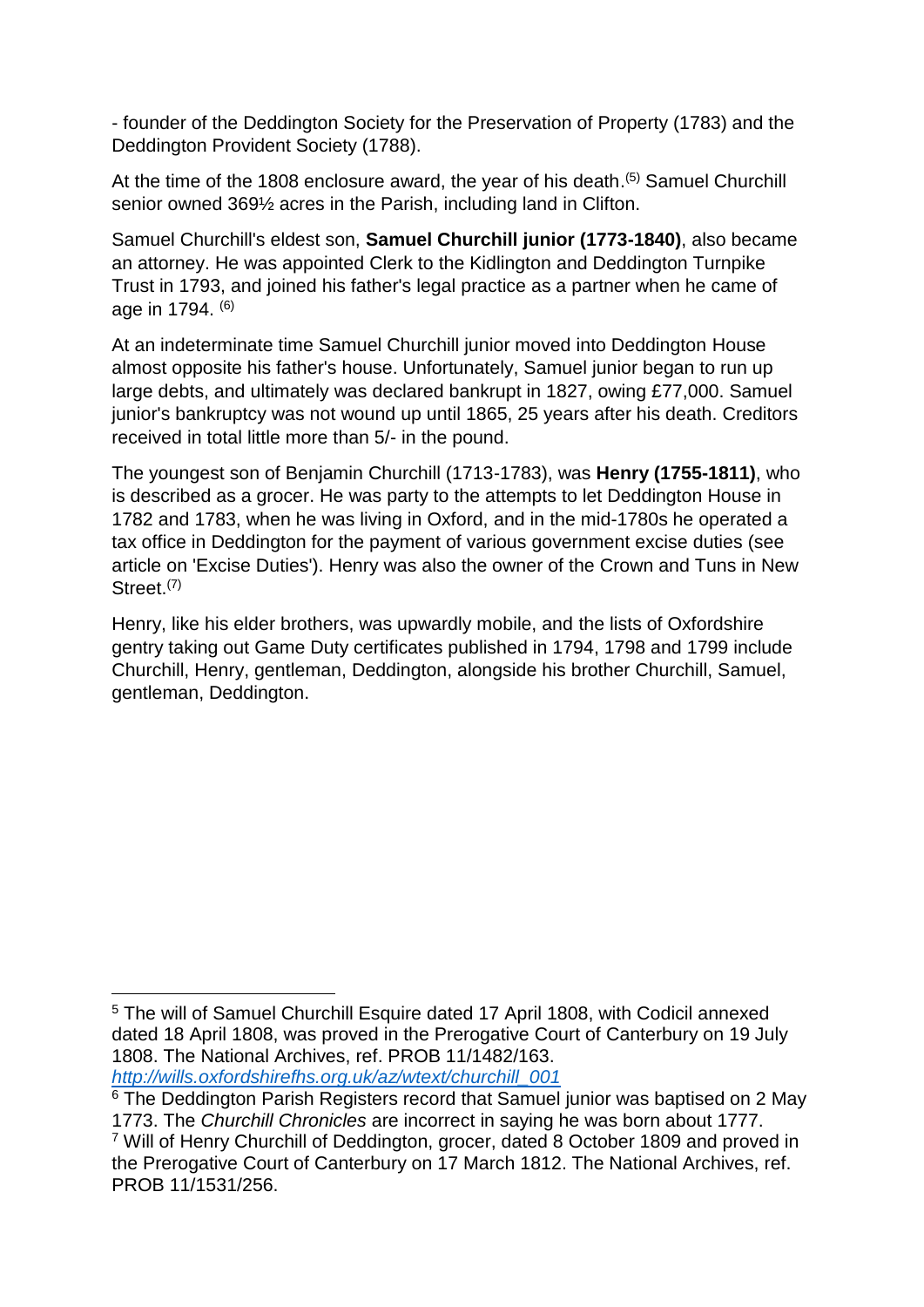- founder of the Deddington Society for the Preservation of Property (1783) and the Deddington Provident Society (1788).

At the time of the 1808 enclosure award, the year of his death.[5] Samuel Churchill senior owned 369½ acres in the Parish, including land in Clifton.

Samuel Churchill's eldest son, **Samuel Churchill junior (1773-1840)**, also became an attorney. He was appointed Clerk to the Kidlington and Deddington Turnpike Trust in 1793, and joined his father's legal practice as a partner when he came of age in 1794. [6]

At an indeterminate time Samuel Churchill junior moved into Deddington House almost opposite his father's house. Unfortunately, Samuel junior began to run up large debts, and ultimately was declared bankrupt in 1827, owing £77,000. Samuel junior's bankruptcy was not wound up until 1865, 25 years after his death. Creditors received in total little more than 5/- in the pound.

The youngest son of Benjamin Churchill (1713-1783), was **Henry (1755-1811)**, who is described as a grocer. He was party to the attempts to let Deddington House in 1782 and 1783, when he was living in Oxford, and in the mid-1780s he operated a tax office in Deddington for the payment of various government excise duties (see article on 'Excise Duties'). Henry was also the owner of the Crown and Tuns in New Street.[7]

Henry, like his elder brothers, was upwardly mobile, and the lists of Oxfordshire gentry taking out Game Duty certificates published in 1794, 1798 and 1799 include Churchill, Henry, gentleman, Deddington, alongside his brother Churchill, Samuel, gentleman, Deddington.

---

[5] The will of Samuel Churchill Esquire dated 17 April 1808, with Codicil annexed dated 18 April 1808, was proved in the Prerogative Court of Canterbury on 19 July 1808. The National Archives, ref. PROB 11/1482/163. http://wills.oxfordshirefhs.org.uk/az/wtext/churchill_001

[6] The Deddington Parish Registers record that Samuel junior was baptised on 2 May 1773. The *Churchill Chronicles* are incorrect in saying he was born about 1777.

[7] Will of Henry Churchill of Deddington, grocer, dated 8 October 1809 and proved in the Prerogative Court of Canterbury on 17 March 1812. The National Archives, ref. PROB 11/1531/256.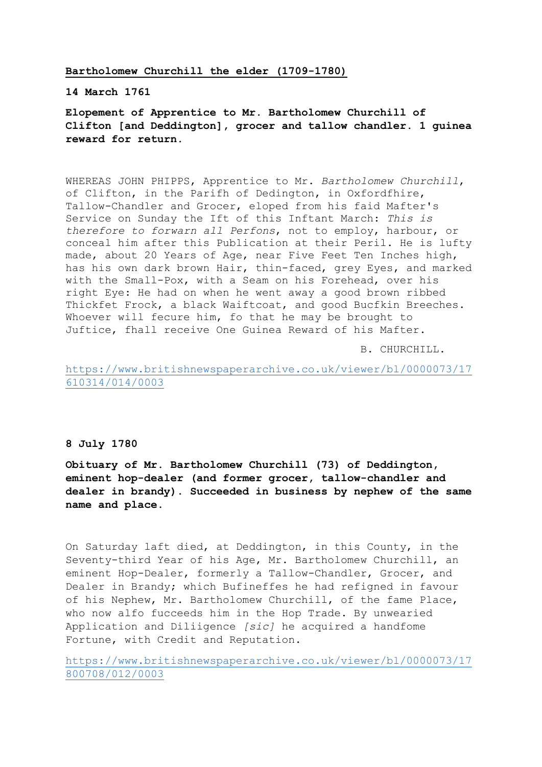**Bartholomew Churchill the elder (1709-1780)**

**14 March 1761**

**Elopement of Apprentice to Mr. Bartholomew Churchill of Clifton [and Deddington], grocer and tallow chandler. 1 guinea reward for return.**

WHEREAS JOHN PHIPPS, Apprentice to Mr. *Bartholomew Churchill*, of Clifton, in the Parifh of Dedington, in Oxfordfhire, Tallow-Chandler and Grocer, eloped from his faid Mafter's Service on Sunday the Ift of this Inftant March: *This is therefore to forwarn all Perfons*, not to employ, harbour, or conceal him after this Publication at their Peril. He is lufty made, about 20 Years of Age, near Five Feet Ten Inches high, has his own dark brown Hair, thin-faced, grey Eyes, and marked with the Small-Pox, with a Seam on his Forehead, over his right Eye: He had on when he went away a good brown ribbed Thickfet Frock, a black Waiftcoat, and good Bucfkin Breeches. Whoever will fecure him, fo that he may be brought to Juftice, fhall receive One Guinea Reward of his Mafter.

B. CHURCHILL.

https://www.britishnewspaperarchive.co.uk/viewer/bl/0000073/17610314/014/0003

**8 July 1780**

**Obituary of Mr. Bartholomew Churchill (73) of Deddington, eminent hop-dealer (and former grocer, tallow-chandler and dealer in brandy). Succeeded in business by nephew of the same name and place.**

On Saturday laft died, at Deddington, in this County, in the Seventy-third Year of his Age, Mr. Bartholomew Churchill, an eminent Hop-Dealer, formerly a Tallow-Chandler, Grocer, and Dealer in Brandy; which Bufineffes he had refigned in favour of his Nephew, Mr. Bartholomew Churchill, of the fame Place, who now alfo fucceeds him in the Hop Trade. By unwearied Application and Diliigence *[sic]* he acquired a handfome Fortune, with Credit and Reputation.

https://www.britishnewspaperarchive.co.uk/viewer/bl/0000073/17800708/012/0003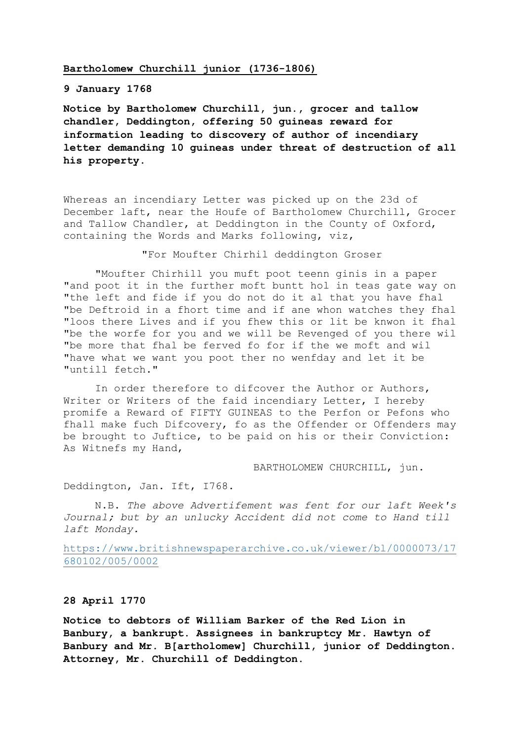**<u>Bartholomew Churchill junior (1736-1806)</u>**

**9 January 1768**

**Notice by Bartholomew Churchill, jun., grocer and tallow chandler, Deddington, offering 50 guineas reward for information leading to discovery of author of incendiary letter demanding 10 guineas under threat of destruction of all his property.**

Whereas an incendiary Letter was picked up on the 23d of December laft, near the Houfe of Bartholomew Churchill, Grocer and Tallow Chandler, at Deddington in the County of Oxford, containing the Words and Marks following, viz,

"For Moufter Chirhil deddington Groser

"Moufter Chirhill you muft poot teenn ginis in a paper "and poot it in the further moft buntt hol in teas gate way on "the left and fide if you do not do it al that you have fhal "be Deftroid in a fhort time and if ane whon watches they fhal "loos there Lives and if you fhew this or lit be knwon it fhal "be the worfe for you and we will be Revenged of you there wil "be more that fhal be ferved fo for if the we moft and wil "have what we want you poot ther no wenfday and let it be "untill fetch."

In order therefore to difcover the Author or Authors, Writer or Writers of the faid incendiary Letter, I hereby promife a Reward of FIFTY GUINEAS to the Perfon or Pefons who fhall make fuch Difcovery, fo as the Offender or Offenders may be brought to Juftice, to be paid on his or their Conviction: As Witnefs my Hand,

BARTHOLOMEW CHURCHILL, jun.

Deddington, Jan. Ift, I768.

N.B. *The above Advertifement was fent for our laft Week's Journal; but by an unlucky Accident did not come to Hand till laft Monday.*

https://www.britishnewspaperarchive.co.uk/viewer/bl/0000073/17680102/005/0002

**28 April 1770**

**Notice to debtors of William Barker of the Red Lion in Banbury, a bankrupt. Assignees in bankruptcy Mr. Hawtyn of Banbury and Mr. B[artholomew] Churchill, junior of Deddington. Attorney, Mr. Churchill of Deddington.**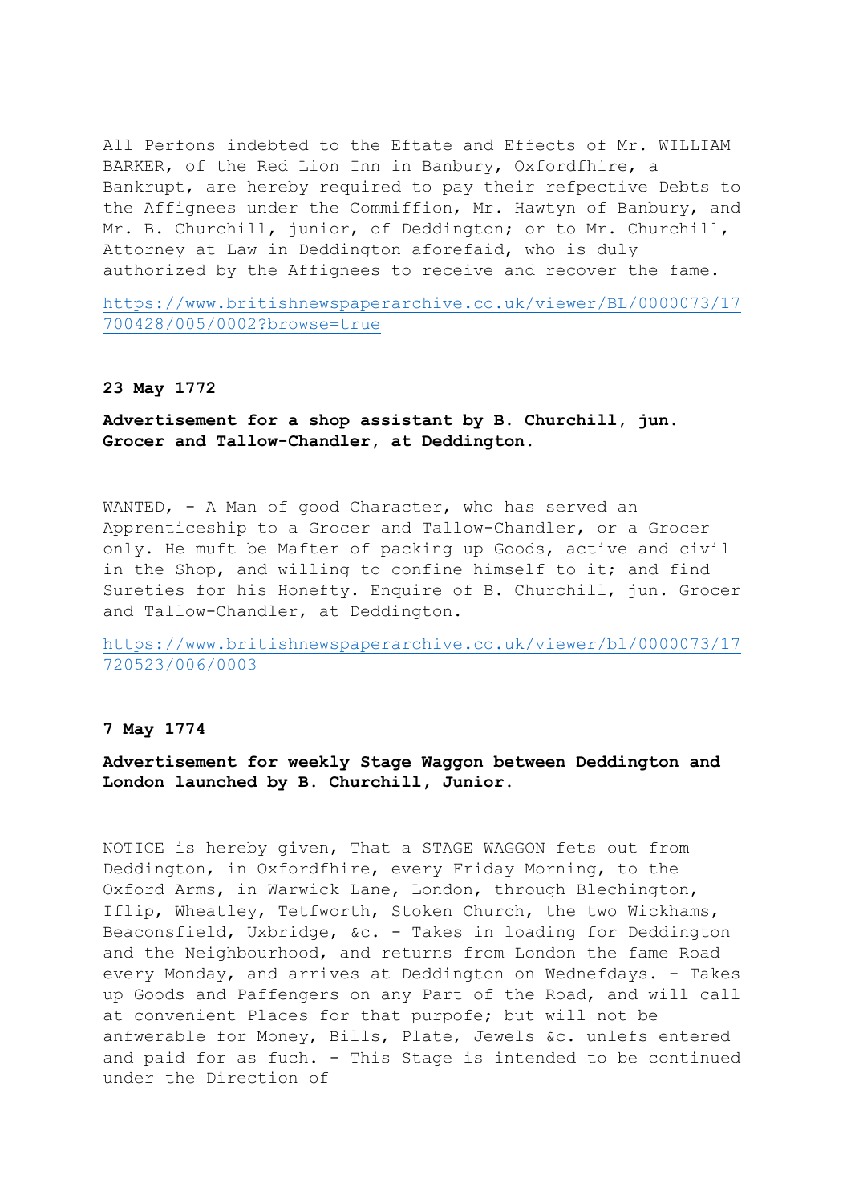All Perfons indebted to the Eftate and Effects of Mr. WILLIAM BARKER, of the Red Lion Inn in Banbury, Oxfordfhire, a Bankrupt, are hereby required to pay their refpective Debts to the Affignees under the Commiffion, Mr. Hawtyn of Banbury, and Mr. B. Churchill, junior, of Deddington; or to Mr. Churchill, Attorney at Law in Deddington aforefaid, who is duly authorized by the Affignees to receive and recover the fame.

https://www.britishnewspaperarchive.co.uk/viewer/BL/0000073/17700428/005/0002?browse=true

**23 May 1772**

**Advertisement for a shop assistant by B. Churchill, jun. Grocer and Tallow-Chandler, at Deddington.**

WANTED, - A Man of good Character, who has served an Apprenticeship to a Grocer and Tallow-Chandler, or a Grocer only. He muft be Mafter of packing up Goods, active and civil in the Shop, and willing to confine himself to it; and find Sureties for his Honefty. Enquire of B. Churchill, jun. Grocer and Tallow-Chandler, at Deddington.

https://www.britishnewspaperarchive.co.uk/viewer/bl/0000073/17720523/006/0003

**7 May 1774**

**Advertisement for weekly Stage Waggon between Deddington and London launched by B. Churchill, Junior.**

NOTICE is hereby given, That a STAGE WAGGON fets out from Deddington, in Oxfordfhire, every Friday Morning, to the Oxford Arms, in Warwick Lane, London, through Blechington, Iflip, Wheatley, Tetfworth, Stoken Church, the two Wickhams, Beaconsfield, Uxbridge, &c. - Takes in loading for Deddington and the Neighbourhood, and returns from London the fame Road every Monday, and arrives at Deddington on Wednefdays. - Takes up Goods and Paffengers on any Part of the Road, and will call at convenient Places for that purpofe; but will not be anfwerable for Money, Bills, Plate, Jewels &c. unlefs entered and paid for as fuch. - This Stage is intended to be continued under the Direction of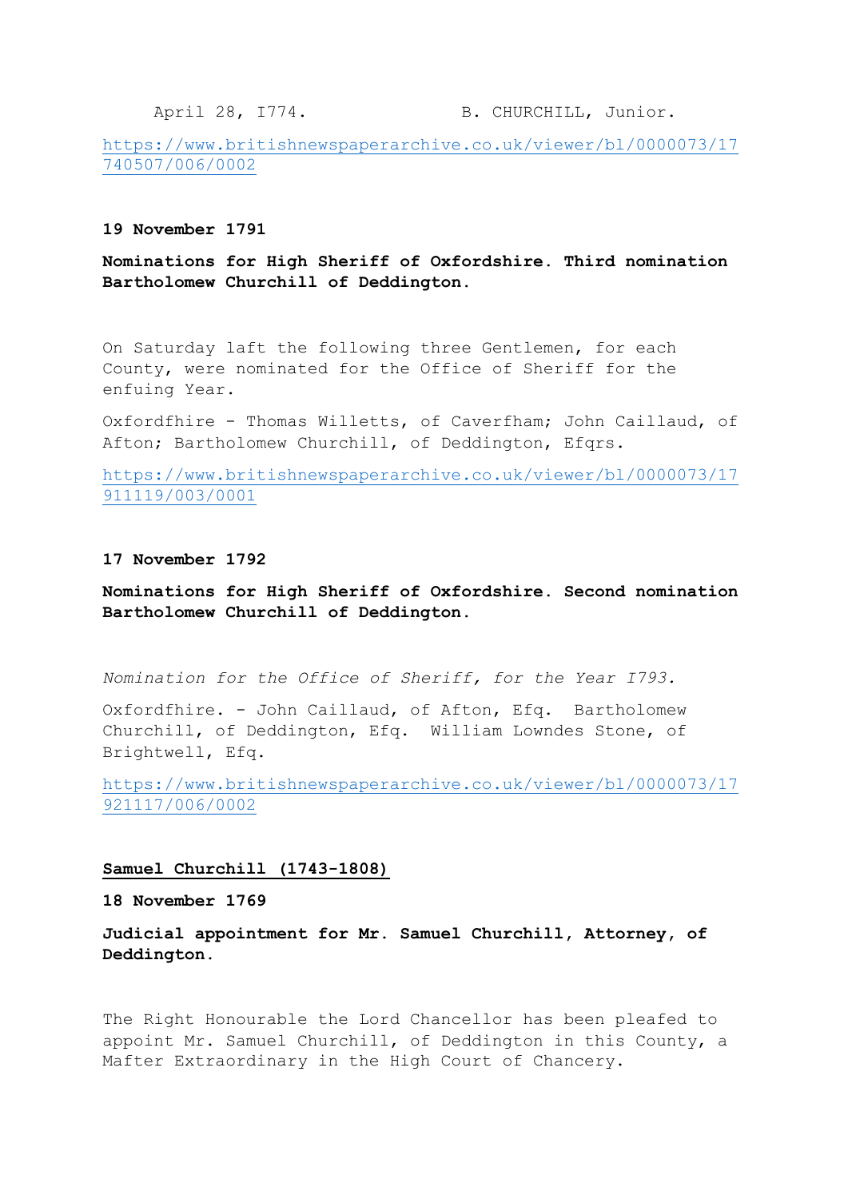April 28, I774. B. CHURCHILL, Junior.

https://www.britishnewspaperarchive.co.uk/viewer/bl/0000073/17740507/006/0002

**19 November 1791**

**Nominations for High Sheriff of Oxfordshire. Third nomination Bartholomew Churchill of Deddington.**

On Saturday laft the following three Gentlemen, for each County, were nominated for the Office of Sheriff for the enfuing Year.

Oxfordfhire - Thomas Willetts, of Caverfham; John Caillaud, of Afton; Bartholomew Churchill, of Deddington, Efqrs.

https://www.britishnewspaperarchive.co.uk/viewer/bl/0000073/17911119/003/0001

**17 November 1792**

**Nominations for High Sheriff of Oxfordshire. Second nomination Bartholomew Churchill of Deddington.**

*Nomination for the Office of Sheriff, for the Year I793.*

Oxfordfhire. - John Caillaud, of Afton, Efq. Bartholomew Churchill, of Deddington, Efq. William Lowndes Stone, of Brightwell, Efq.

https://www.britishnewspaperarchive.co.uk/viewer/bl/0000073/17921117/006/0002

## Samuel Churchill (1743-1808)

**18 November 1769**

**Judicial appointment for Mr. Samuel Churchill, Attorney, of Deddington.**

The Right Honourable the Lord Chancellor has been pleafed to appoint Mr. Samuel Churchill, of Deddington in this County, a Mafter Extraordinary in the High Court of Chancery.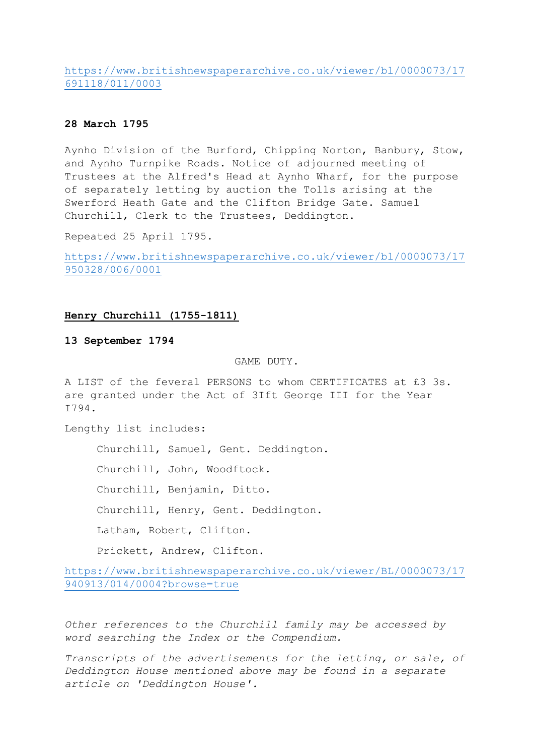https://www.britishnewspaperarchive.co.uk/viewer/bl/0000073/17691118/011/0003

**28 March 1795**

Aynho Division of the Burford, Chipping Norton, Banbury, Stow, and Aynho Turnpike Roads. Notice of adjourned meeting of Trustees at the Alfred's Head at Aynho Wharf, for the purpose of separately letting by auction the Tolls arising at the Swerford Heath Gate and the Clifton Bridge Gate. Samuel Churchill, Clerk to the Trustees, Deddington.

Repeated 25 April 1795.

https://www.britishnewspaperarchive.co.uk/viewer/bl/0000073/17950328/006/0001

## Henry Churchill (1755-1811)

**13 September 1794**

GAME DUTY.

A LIST of the feveral PERSONS to whom CERTIFICATES at £3 3s. are granted under the Act of 3Ift George III for the Year I794.

Lengthy list includes:

> Churchill, Samuel, Gent. Deddington.
>
> Churchill, John, Woodftock.
>
> Churchill, Benjamin, Ditto.
>
> Churchill, Henry, Gent. Deddington.
>
> Latham, Robert, Clifton.
>
> Prickett, Andrew, Clifton.

https://www.britishnewspaperarchive.co.uk/viewer/BL/0000073/17940913/014/0004?browse=true

*Other references to the Churchill family may be accessed by word searching the Index or the Compendium.*

*Transcripts of the advertisements for the letting, or sale, of Deddington House mentioned above may be found in a separate article on 'Deddington House'.*